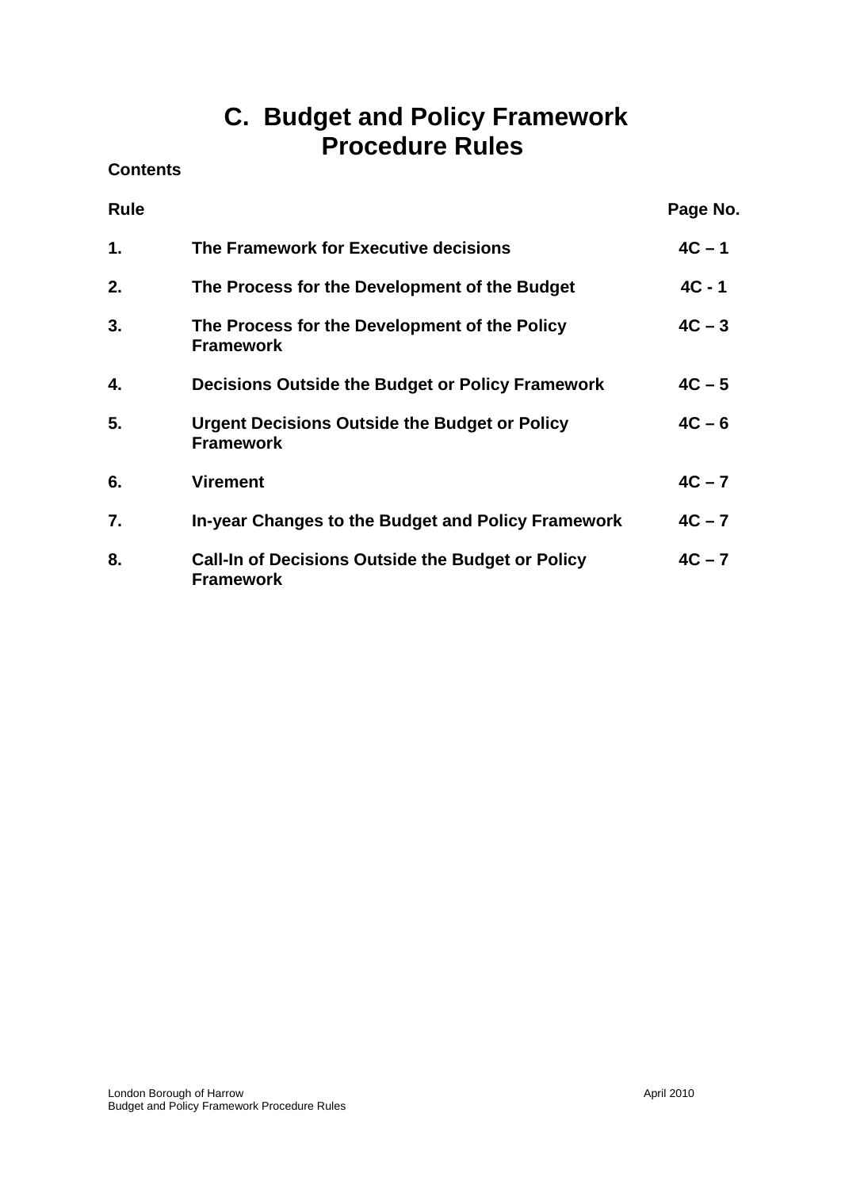# C. Budget and Policy Framework Procedure Rules

**Contents**

| Rule | | Page No. |
|---|---|---|
| **1.** | **The Framework for Executive decisions** | **4C – 1** |
| **2.** | **The Process for the Development of the Budget** | **4C - 1** |
| **3.** | **The Process for the Development of the Policy Framework** | **4C – 3** |
| **4.** | **Decisions Outside the Budget or Policy Framework** | **4C – 5** |
| **5.** | **Urgent Decisions Outside the Budget or Policy Framework** | **4C – 6** |
| **6.** | **Virement** | **4C – 7** |
| **7.** | **In-year Changes to the Budget and Policy Framework** | **4C – 7** |
| **8.** | **Call-In of Decisions Outside the Budget or Policy Framework** | **4C – 7** |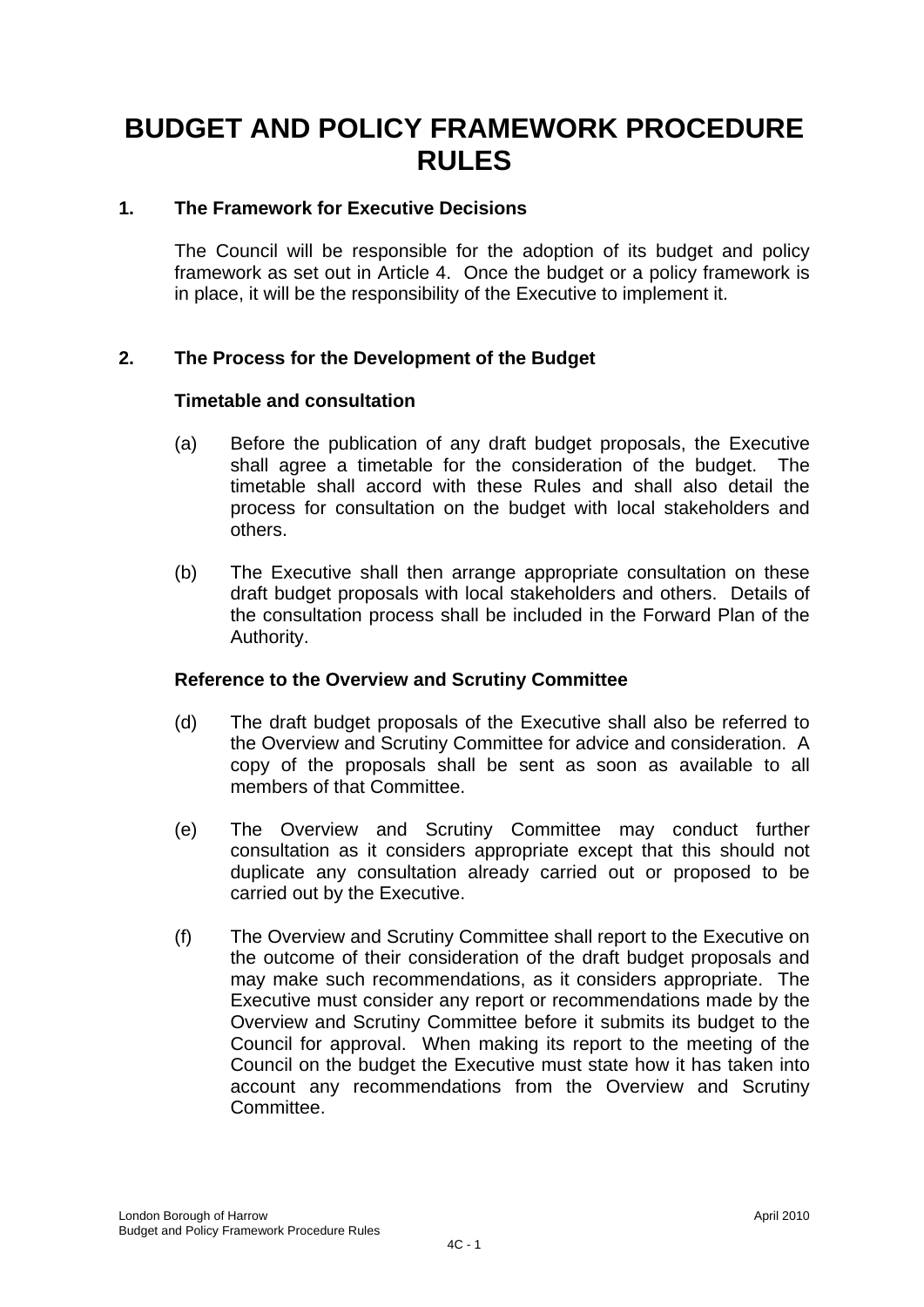# BUDGET AND POLICY FRAMEWORK PROCEDURE RULES

## 1. The Framework for Executive Decisions

The Council will be responsible for the adoption of its budget and policy framework as set out in Article 4. Once the budget or a policy framework is in place, it will be the responsibility of the Executive to implement it.

## 2. The Process for the Development of the Budget

### Timetable and consultation

(a) Before the publication of any draft budget proposals, the Executive shall agree a timetable for the consideration of the budget. The timetable shall accord with these Rules and shall also detail the process for consultation on the budget with local stakeholders and others.

(b) The Executive shall then arrange appropriate consultation on these draft budget proposals with local stakeholders and others. Details of the consultation process shall be included in the Forward Plan of the Authority.

### Reference to the Overview and Scrutiny Committee

(d) The draft budget proposals of the Executive shall also be referred to the Overview and Scrutiny Committee for advice and consideration. A copy of the proposals shall be sent as soon as available to all members of that Committee.

(e) The Overview and Scrutiny Committee may conduct further consultation as it considers appropriate except that this should not duplicate any consultation already carried out or proposed to be carried out by the Executive.

(f) The Overview and Scrutiny Committee shall report to the Executive on the outcome of their consideration of the draft budget proposals and may make such recommendations, as it considers appropriate. The Executive must consider any report or recommendations made by the Overview and Scrutiny Committee before it submits its budget to the Council for approval. When making its report to the meeting of the Council on the budget the Executive must state how it has taken into account any recommendations from the Overview and Scrutiny Committee.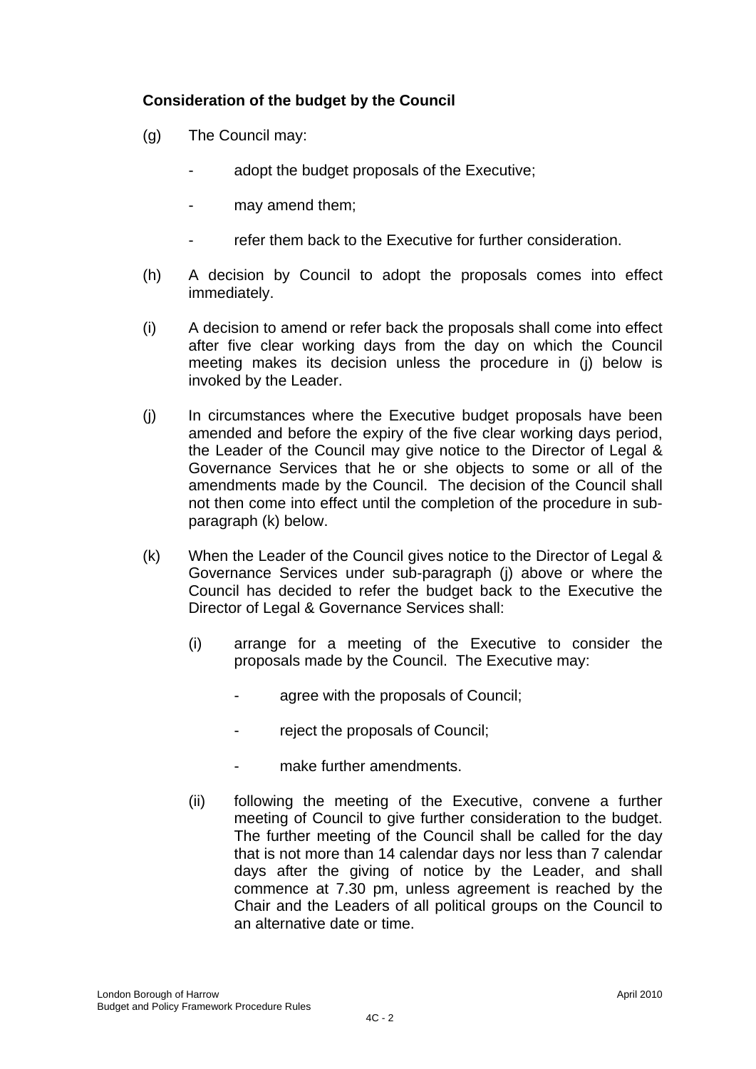**Consideration of the budget by the Council**

(g) The Council may:

- adopt the budget proposals of the Executive;
- may amend them;
- refer them back to the Executive for further consideration.

(h) A decision by Council to adopt the proposals comes into effect immediately.

(i) A decision to amend or refer back the proposals shall come into effect after five clear working days from the day on which the Council meeting makes its decision unless the procedure in (j) below is invoked by the Leader.

(j) In circumstances where the Executive budget proposals have been amended and before the expiry of the five clear working days period, the Leader of the Council may give notice to the Director of Legal & Governance Services that he or she objects to some or all of the amendments made by the Council. The decision of the Council shall not then come into effect until the completion of the procedure in sub-paragraph (k) below.

(k) When the Leader of the Council gives notice to the Director of Legal & Governance Services under sub-paragraph (j) above or where the Council has decided to refer the budget back to the Executive the Director of Legal & Governance Services shall:

(i) arrange for a meeting of the Executive to consider the proposals made by the Council. The Executive may:

- agree with the proposals of Council;
- reject the proposals of Council;
- make further amendments.

(ii) following the meeting of the Executive, convene a further meeting of Council to give further consideration to the budget. The further meeting of the Council shall be called for the day that is not more than 14 calendar days nor less than 7 calendar days after the giving of notice by the Leader, and shall commence at 7.30 pm, unless agreement is reached by the Chair and the Leaders of all political groups on the Council to an alternative date or time.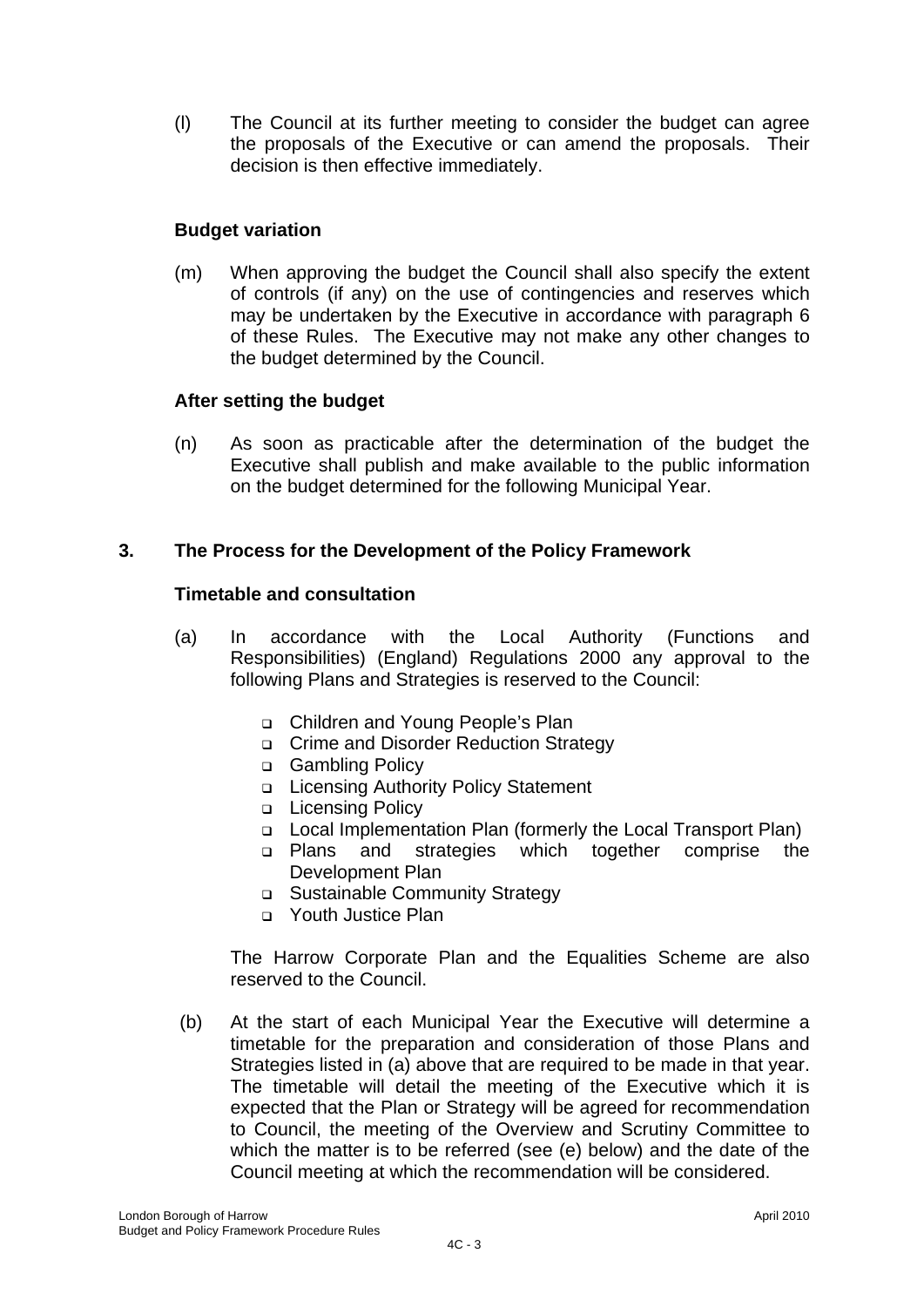(l) The Council at its further meeting to consider the budget can agree the proposals of the Executive or can amend the proposals. Their decision is then effective immediately.

**Budget variation**

(m) When approving the budget the Council shall also specify the extent of controls (if any) on the use of contingencies and reserves which may be undertaken by the Executive in accordance with paragraph 6 of these Rules. The Executive may not make any other changes to the budget determined by the Council.

**After setting the budget**

(n) As soon as practicable after the determination of the budget the Executive shall publish and make available to the public information on the budget determined for the following Municipal Year.

## 3. The Process for the Development of the Policy Framework

**Timetable and consultation**

(a) In accordance with the Local Authority (Functions and Responsibilities) (England) Regulations 2000 any approval to the following Plans and Strategies is reserved to the Council:

- Children and Young People's Plan
- Crime and Disorder Reduction Strategy
- Gambling Policy
- Licensing Authority Policy Statement
- Licensing Policy
- Local Implementation Plan (formerly the Local Transport Plan)
- Plans and strategies which together comprise the Development Plan
- Sustainable Community Strategy
- Youth Justice Plan

The Harrow Corporate Plan and the Equalities Scheme are also reserved to the Council.

(b) At the start of each Municipal Year the Executive will determine a timetable for the preparation and consideration of those Plans and Strategies listed in (a) above that are required to be made in that year. The timetable will detail the meeting of the Executive which it is expected that the Plan or Strategy will be agreed for recommendation to Council, the meeting of the Overview and Scrutiny Committee to which the matter is to be referred (see (e) below) and the date of the Council meeting at which the recommendation will be considered.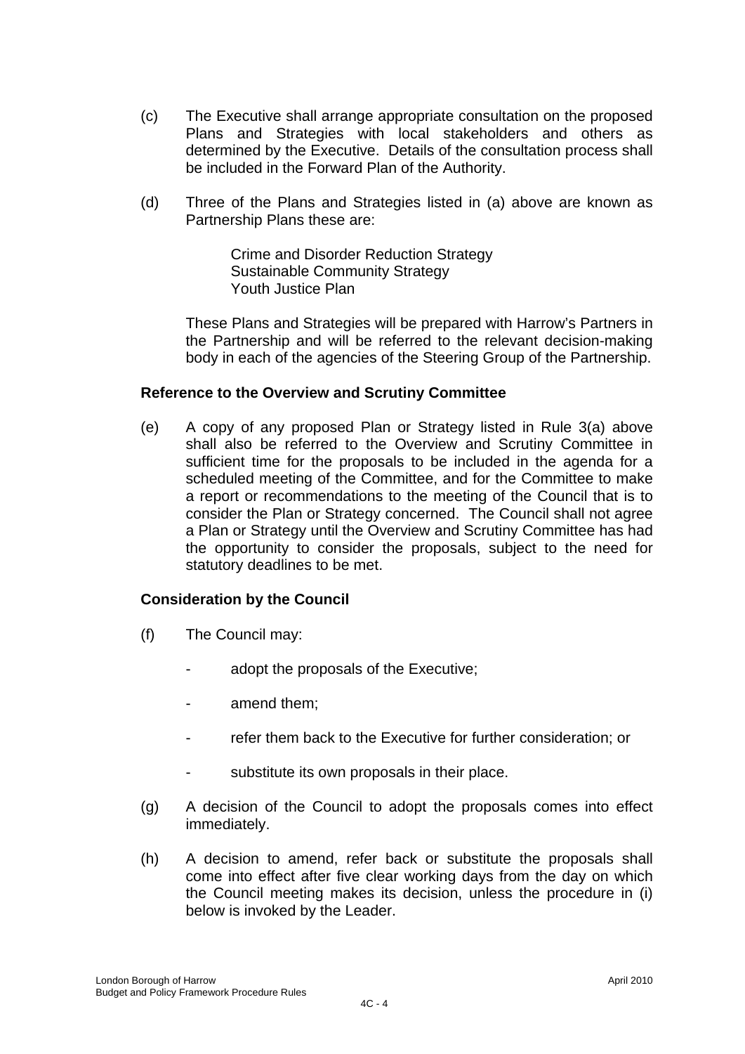(c) The Executive shall arrange appropriate consultation on the proposed Plans and Strategies with local stakeholders and others as determined by the Executive. Details of the consultation process shall be included in the Forward Plan of the Authority.

(d) Three of the Plans and Strategies listed in (a) above are known as Partnership Plans these are:

Crime and Disorder Reduction Strategy
Sustainable Community Strategy
Youth Justice Plan

These Plans and Strategies will be prepared with Harrow's Partners in the Partnership and will be referred to the relevant decision-making body in each of the agencies of the Steering Group of the Partnership.

**Reference to the Overview and Scrutiny Committee**

(e) A copy of any proposed Plan or Strategy listed in Rule 3(a) above shall also be referred to the Overview and Scrutiny Committee in sufficient time for the proposals to be included in the agenda for a scheduled meeting of the Committee, and for the Committee to make a report or recommendations to the meeting of the Council that is to consider the Plan or Strategy concerned. The Council shall not agree a Plan or Strategy until the Overview and Scrutiny Committee has had the opportunity to consider the proposals, subject to the need for statutory deadlines to be met.

**Consideration by the Council**

(f) The Council may:

- adopt the proposals of the Executive;
- amend them;
- refer them back to the Executive for further consideration; or
- substitute its own proposals in their place.

(g) A decision of the Council to adopt the proposals comes into effect immediately.

(h) A decision to amend, refer back or substitute the proposals shall come into effect after five clear working days from the day on which the Council meeting makes its decision, unless the procedure in (i) below is invoked by the Leader.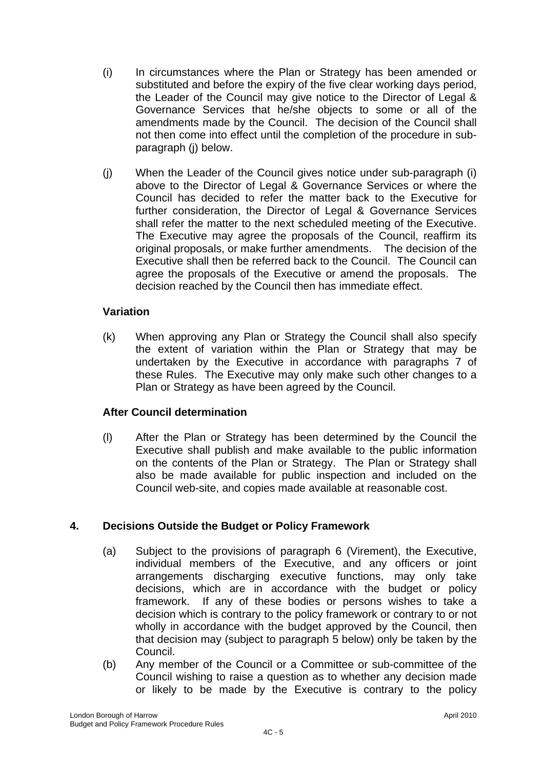(i) In circumstances where the Plan or Strategy has been amended or substituted and before the expiry of the five clear working days period, the Leader of the Council may give notice to the Director of Legal & Governance Services that he/she objects to some or all of the amendments made by the Council. The decision of the Council shall not then come into effect until the completion of the procedure in sub-paragraph (j) below.

(j) When the Leader of the Council gives notice under sub-paragraph (i) above to the Director of Legal & Governance Services or where the Council has decided to refer the matter back to the Executive for further consideration, the Director of Legal & Governance Services shall refer the matter to the next scheduled meeting of the Executive. The Executive may agree the proposals of the Council, reaffirm its original proposals, or make further amendments. The decision of the Executive shall then be referred back to the Council. The Council can agree the proposals of the Executive or amend the proposals. The decision reached by the Council then has immediate effect.

**Variation**

(k) When approving any Plan or Strategy the Council shall also specify the extent of variation within the Plan or Strategy that may be undertaken by the Executive in accordance with paragraphs 7 of these Rules. The Executive may only make such other changes to a Plan or Strategy as have been agreed by the Council.

**After Council determination**

(l) After the Plan or Strategy has been determined by the Council the Executive shall publish and make available to the public information on the contents of the Plan or Strategy. The Plan or Strategy shall also be made available for public inspection and included on the Council web-site, and copies made available at reasonable cost.

## 4. Decisions Outside the Budget or Policy Framework

(a) Subject to the provisions of paragraph 6 (Virement), the Executive, individual members of the Executive, and any officers or joint arrangements discharging executive functions, may only take decisions, which are in accordance with the budget or policy framework. If any of these bodies or persons wishes to take a decision which is contrary to the policy framework or contrary to or not wholly in accordance with the budget approved by the Council, then that decision may (subject to paragraph 5 below) only be taken by the Council.

(b) Any member of the Council or a Committee or sub-committee of the Council wishing to raise a question as to whether any decision made or likely to be made by the Executive is contrary to the policy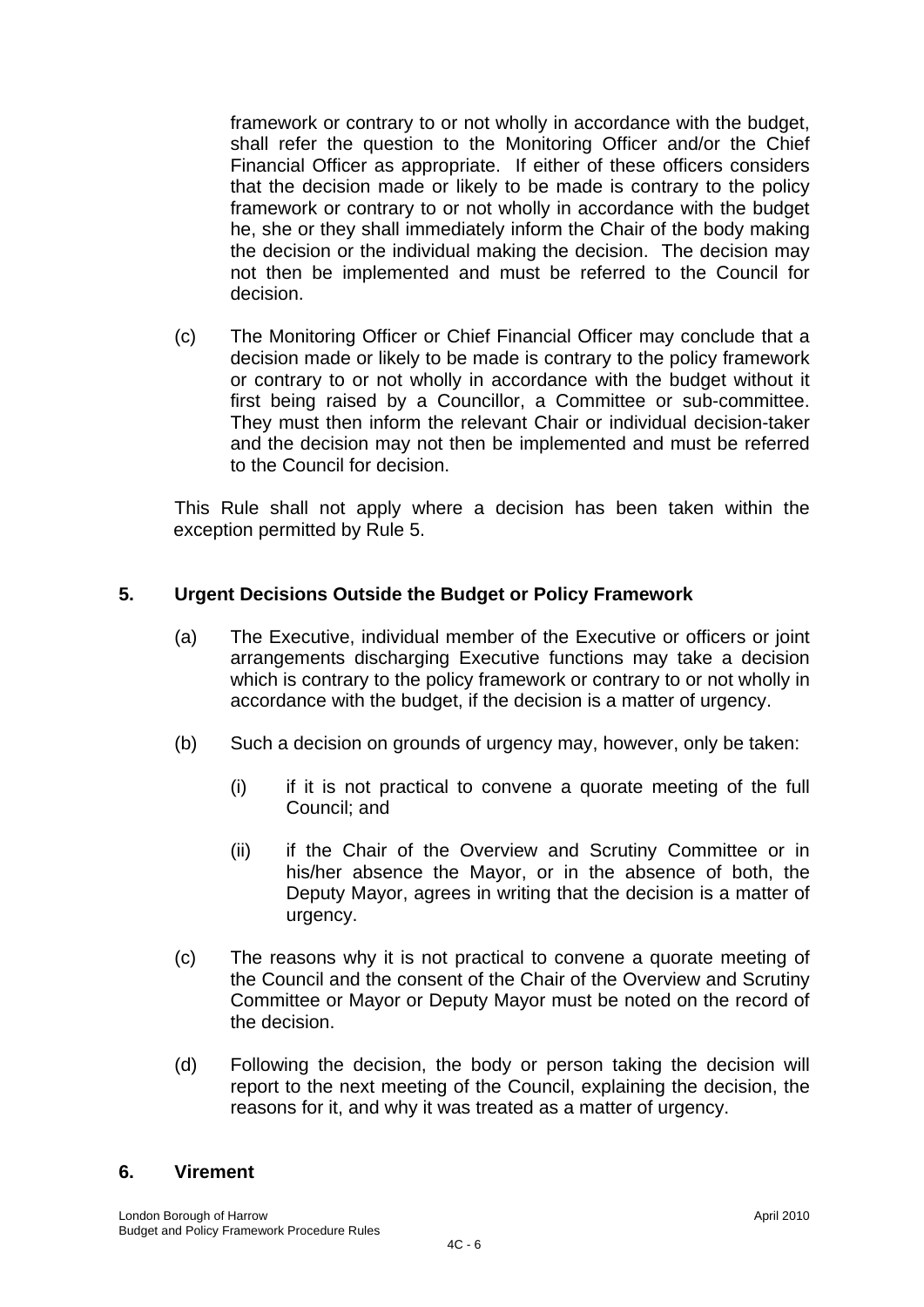framework or contrary to or not wholly in accordance with the budget, shall refer the question to the Monitoring Officer and/or the Chief Financial Officer as appropriate. If either of these officers considers that the decision made or likely to be made is contrary to the policy framework or contrary to or not wholly in accordance with the budget he, she or they shall immediately inform the Chair of the body making the decision or the individual making the decision. The decision may not then be implemented and must be referred to the Council for decision.

(c) The Monitoring Officer or Chief Financial Officer may conclude that a decision made or likely to be made is contrary to the policy framework or contrary to or not wholly in accordance with the budget without it first being raised by a Councillor, a Committee or sub-committee. They must then inform the relevant Chair or individual decision-taker and the decision may not then be implemented and must be referred to the Council for decision.

This Rule shall not apply where a decision has been taken within the exception permitted by Rule 5.

## 5. Urgent Decisions Outside the Budget or Policy Framework

(a) The Executive, individual member of the Executive or officers or joint arrangements discharging Executive functions may take a decision which is contrary to the policy framework or contrary to or not wholly in accordance with the budget, if the decision is a matter of urgency.

(b) Such a decision on grounds of urgency may, however, only be taken:

  (i) if it is not practical to convene a quorate meeting of the full Council; and

  (ii) if the Chair of the Overview and Scrutiny Committee or in his/her absence the Mayor, or in the absence of both, the Deputy Mayor, agrees in writing that the decision is a matter of urgency.

(c) The reasons why it is not practical to convene a quorate meeting of the Council and the consent of the Chair of the Overview and Scrutiny Committee or Mayor or Deputy Mayor must be noted on the record of the decision.

(d) Following the decision, the body or person taking the decision will report to the next meeting of the Council, explaining the decision, the reasons for it, and why it was treated as a matter of urgency.

## 6. Virement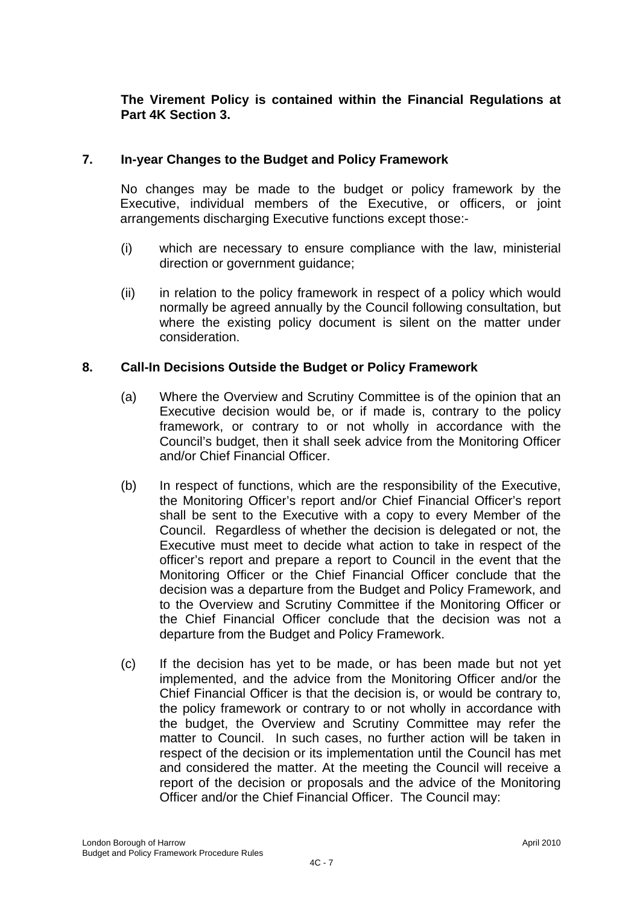**The Virement Policy is contained within the Financial Regulations at Part 4K Section 3.**

## 7. In-year Changes to the Budget and Policy Framework

No changes may be made to the budget or policy framework by the Executive, individual members of the Executive, or officers, or joint arrangements discharging Executive functions except those:-

(i) which are necessary to ensure compliance with the law, ministerial direction or government guidance;

(ii) in relation to the policy framework in respect of a policy which would normally be agreed annually by the Council following consultation, but where the existing policy document is silent on the matter under consideration.

## 8. Call-In Decisions Outside the Budget or Policy Framework

(a) Where the Overview and Scrutiny Committee is of the opinion that an Executive decision would be, or if made is, contrary to the policy framework, or contrary to or not wholly in accordance with the Council's budget, then it shall seek advice from the Monitoring Officer and/or Chief Financial Officer.

(b) In respect of functions, which are the responsibility of the Executive, the Monitoring Officer's report and/or Chief Financial Officer's report shall be sent to the Executive with a copy to every Member of the Council. Regardless of whether the decision is delegated or not, the Executive must meet to decide what action to take in respect of the officer's report and prepare a report to Council in the event that the Monitoring Officer or the Chief Financial Officer conclude that the decision was a departure from the Budget and Policy Framework, and to the Overview and Scrutiny Committee if the Monitoring Officer or the Chief Financial Officer conclude that the decision was not a departure from the Budget and Policy Framework.

(c) If the decision has yet to be made, or has been made but not yet implemented, and the advice from the Monitoring Officer and/or the Chief Financial Officer is that the decision is, or would be contrary to, the policy framework or contrary to or not wholly in accordance with the budget, the Overview and Scrutiny Committee may refer the matter to Council. In such cases, no further action will be taken in respect of the decision or its implementation until the Council has met and considered the matter. At the meeting the Council will receive a report of the decision or proposals and the advice of the Monitoring Officer and/or the Chief Financial Officer. The Council may: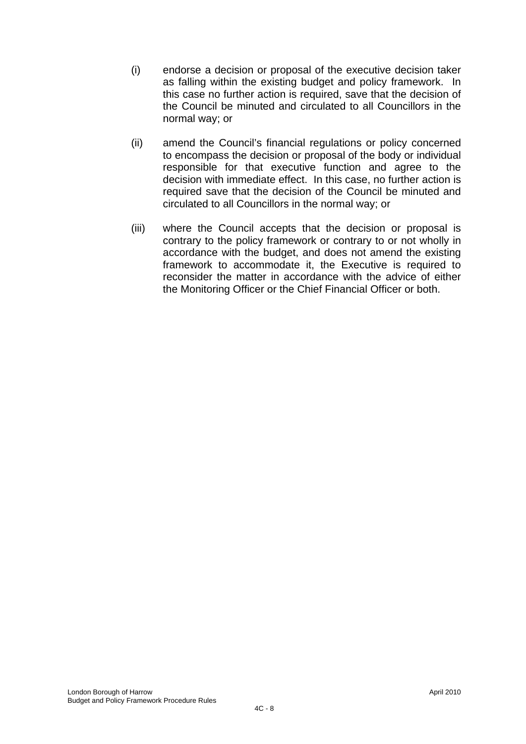(i) endorse a decision or proposal of the executive decision taker as falling within the existing budget and policy framework. In this case no further action is required, save that the decision of the Council be minuted and circulated to all Councillors in the normal way; or

(ii) amend the Council's financial regulations or policy concerned to encompass the decision or proposal of the body or individual responsible for that executive function and agree to the decision with immediate effect. In this case, no further action is required save that the decision of the Council be minuted and circulated to all Councillors in the normal way; or

(iii) where the Council accepts that the decision or proposal is contrary to the policy framework or contrary to or not wholly in accordance with the budget, and does not amend the existing framework to accommodate it, the Executive is required to reconsider the matter in accordance with the advice of either the Monitoring Officer or the Chief Financial Officer or both.